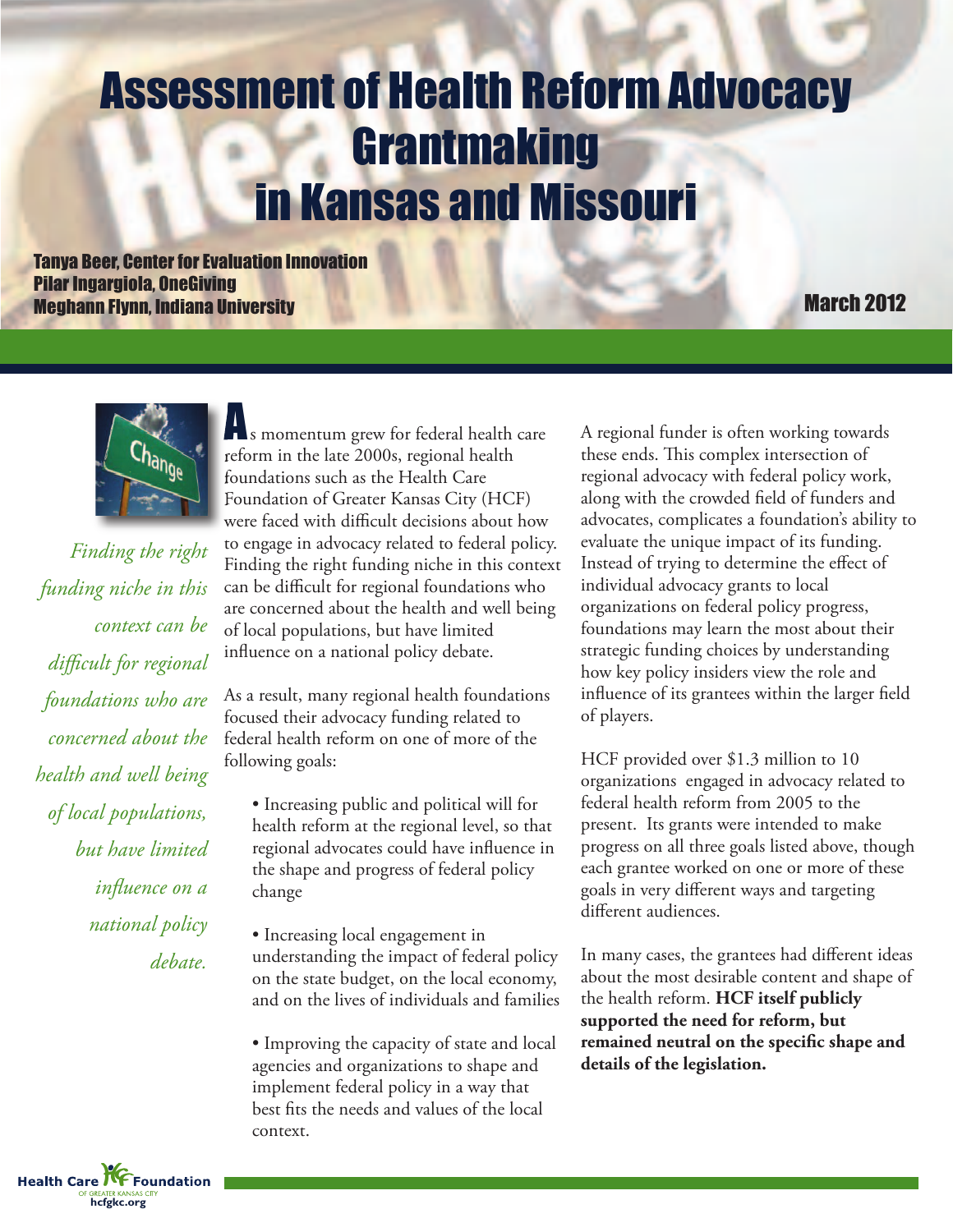# Assessment of Health Reform Advocacy Grantmaking in Kansas and Missouri

**Tanya Beer, Center for Evaluation Innovation**
**Pilar Ingargiola, OneGiving**
**Meghann Flynn, Indiana University**

**March 2012**

*Finding the right funding niche in this context can be difficult for regional foundations who are concerned about the health and well being of local populations, but have limited influence on a national policy debate.*

As momentum grew for federal health care reform in the late 2000s, regional health foundations such as the Health Care Foundation of Greater Kansas City (HCF) were faced with difficult decisions about how to engage in advocacy related to federal policy. Finding the right funding niche in this context can be difficult for regional foundations who are concerned about the health and well being of local populations, but have limited influence on a national policy debate.

As a result, many regional health foundations focused their advocacy funding related to federal health reform on one of more of the following goals:

- Increasing public and political will for health reform at the regional level, so that regional advocates could have influence in the shape and progress of federal policy change
- Increasing local engagement in understanding the impact of federal policy on the state budget, on the local economy, and on the lives of individuals and families
- Improving the capacity of state and local agencies and organizations to shape and implement federal policy in a way that best fits the needs and values of the local context.

A regional funder is often working towards these ends. This complex intersection of regional advocacy with federal policy work, along with the crowded field of funders and advocates, complicates a foundation's ability to evaluate the unique impact of its funding. Instead of trying to determine the effect of individual advocacy grants to local organizations on federal policy progress, foundations may learn the most about their strategic funding choices by understanding how key policy insiders view the role and influence of its grantees within the larger field of players.

HCF provided over $1.3 million to 10 organizations engaged in advocacy related to federal health reform from 2005 to the present. Its grants were intended to make progress on all three goals listed above, though each grantee worked on one or more of these goals in very different ways and targeting different audiences.

In many cases, the grantees had different ideas about the most desirable content and shape of the health reform. **HCF itself publicly supported the need for reform, but remained neutral on the specific shape and details of the legislation.**

Health Care Foundation of Greater Kansas City
hcfgkc.org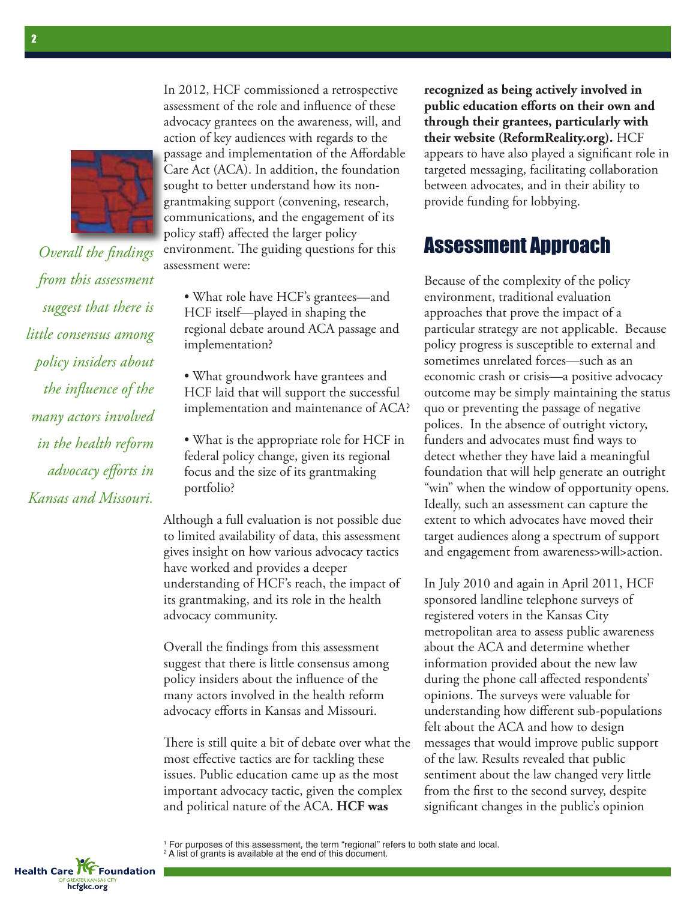In 2012, HCF commissioned a retrospective assessment of the role and influence of these advocacy grantees on the awareness, will, and action of key audiences with regards to the passage and implementation of the Affordable Care Act (ACA). In addition, the foundation sought to better understand how its non-grantmaking support (convening, research, communications, and the engagement of its policy staff) affected the larger policy environment. The guiding questions for this assessment were:

- What role have HCF's grantees—and HCF itself—played in shaping the regional debate around ACA passage and implementation?
- What groundwork have grantees and HCF laid that will support the successful implementation and maintenance of ACA?
- What is the appropriate role for HCF in federal policy change, given its regional focus and the size of its grantmaking portfolio?

Although a full evaluation is not possible due to limited availability of data, this assessment gives insight on how various advocacy tactics have worked and provides a deeper understanding of HCF's reach, the impact of its grantmaking, and its role in the health advocacy community.

*Overall the findings from this assessment suggest that there is little consensus among policy insiders about the influence of the many actors involved in the health reform advocacy efforts in Kansas and Missouri.*

Overall the findings from this assessment suggest that there is little consensus among policy insiders about the influence of the many actors involved in the health reform advocacy efforts in Kansas and Missouri.

There is still quite a bit of debate over what the most effective tactics are for tackling these issues. Public education came up as the most important advocacy tactic, given the complex and political nature of the ACA. **HCF was recognized as being actively involved in public education efforts on their own and through their grantees, particularly with their website (ReformReality.org).** HCF appears to have also played a significant role in targeted messaging, facilitating collaboration between advocates, and in their ability to provide funding for lobbying.

## Assessment Approach

Because of the complexity of the policy environment, traditional evaluation approaches that prove the impact of a particular strategy are not applicable. Because policy progress is susceptible to external and sometimes unrelated forces—such as an economic crash or crisis—a positive advocacy outcome may be simply maintaining the status quo or preventing the passage of negative polices. In the absence of outright victory, funders and advocates must find ways to detect whether they have laid a meaningful foundation that will help generate an outright "win" when the window of opportunity opens. Ideally, such an assessment can capture the extent to which advocates have moved their target audiences along a spectrum of support and engagement from awareness>will>action.

In July 2010 and again in April 2011, HCF sponsored landline telephone surveys of registered voters in the Kansas City metropolitan area to assess public awareness about the ACA and determine whether information provided about the new law during the phone call affected respondents' opinions. The surveys were valuable for understanding how different sub-populations felt about the ACA and how to design messages that would improve public support of the law. Results revealed that public sentiment about the law changed very little from the first to the second survey, despite significant changes in the public's opinion

[1] For purposes of this assessment, the term "regional" refers to both state and local.
[2] A list of grants is available at the end of this document.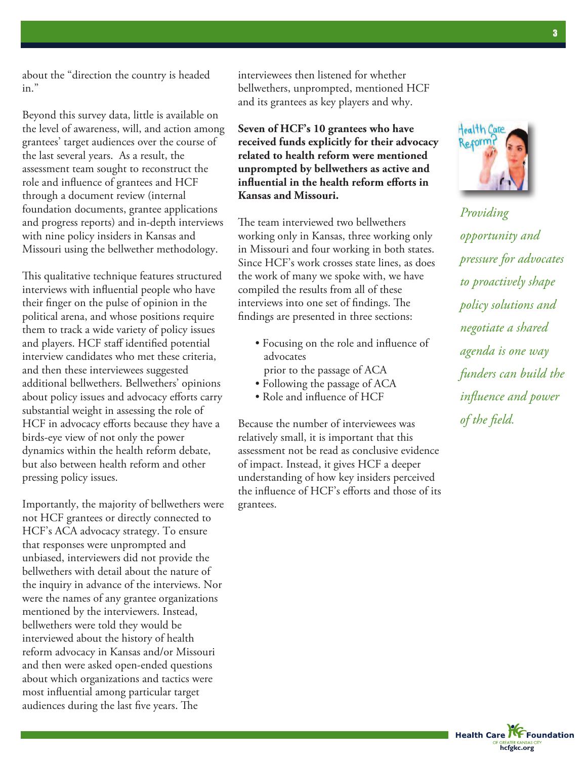about the "direction the country is headed in."

Beyond this survey data, little is available on the level of awareness, will, and action among grantees' target audiences over the course of the last several years. As a result, the assessment team sought to reconstruct the role and influence of grantees and HCF through a document review (internal foundation documents, grantee applications and progress reports) and in-depth interviews with nine policy insiders in Kansas and Missouri using the bellwether methodology.

This qualitative technique features structured interviews with influential people who have their finger on the pulse of opinion in the political arena, and whose positions require them to track a wide variety of policy issues and players. HCF staff identified potential interview candidates who met these criteria, and then these interviewees suggested additional bellwethers. Bellwethers' opinions about policy issues and advocacy efforts carry substantial weight in assessing the role of HCF in advocacy efforts because they have a birds-eye view of not only the power dynamics within the health reform debate, but also between health reform and other pressing policy issues.

Importantly, the majority of bellwethers were not HCF grantees or directly connected to HCF's ACA advocacy strategy. To ensure that responses were unprompted and unbiased, interviewers did not provide the bellwethers with detail about the nature of the inquiry in advance of the interviews. Nor were the names of any grantee organizations mentioned by the interviewers. Instead, bellwethers were told they would be interviewed about the history of health reform advocacy in Kansas and/or Missouri and then were asked open-ended questions about which organizations and tactics were most influential among particular target audiences during the last five years. The interviewees then listened for whether bellwethers, unprompted, mentioned HCF and its grantees as key players and why.

**Seven of HCF's 10 grantees who have received funds explicitly for their advocacy related to health reform were mentioned unprompted by bellwethers as active and influential in the health reform efforts in Kansas and Missouri.**

The team interviewed two bellwethers working only in Kansas, three working only in Missouri and four working in both states. Since HCF's work crosses state lines, as does the work of many we spoke with, we have compiled the results from all of these interviews into one set of findings. The findings are presented in three sections:

- Focusing on the role and influence of advocates prior to the passage of ACA
- Following the passage of ACA
- Role and influence of HCF

Because the number of interviewees was relatively small, it is important that this assessment not be read as conclusive evidence of impact. Instead, it gives HCF a deeper understanding of how key insiders perceived the influence of HCF's efforts and those of its grantees.

*Providing opportunity and pressure for advocates to proactively shape policy solutions and negotiate a shared agenda is one way funders can build the influence and power of the field.*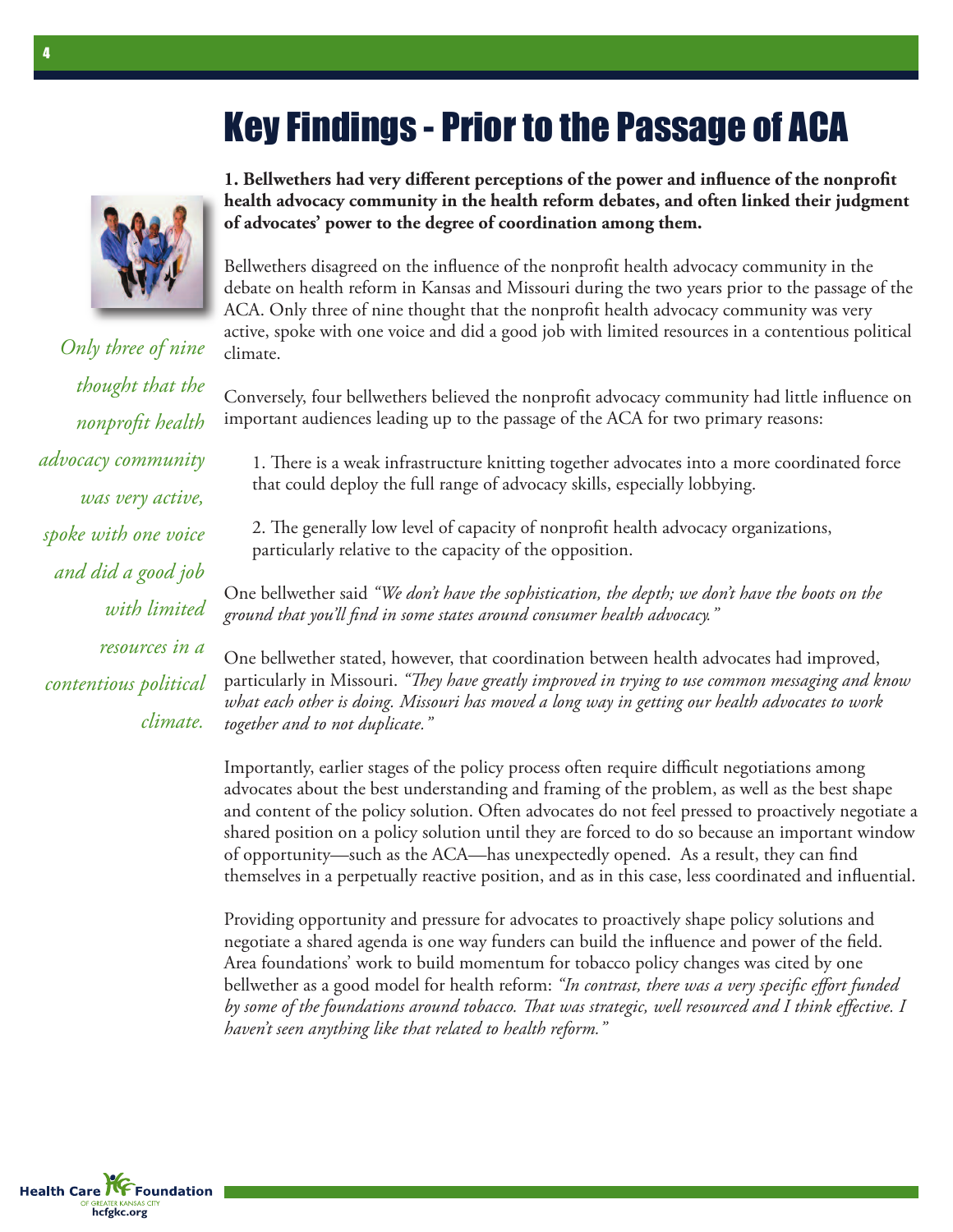# Key Findings - Prior to the Passage of ACA

**1. Bellwethers had very different perceptions of the power and influence of the nonprofit health advocacy community in the health reform debates, and often linked their judgment of advocates' power to the degree of coordination among them.**

*Only three of nine thought that the nonprofit health advocacy community was very active, spoke with one voice and did a good job with limited resources in a contentious political climate.*

Bellwethers disagreed on the influence of the nonprofit health advocacy community in the debate on health reform in Kansas and Missouri during the two years prior to the passage of the ACA. Only three of nine thought that the nonprofit health advocacy community was very active, spoke with one voice and did a good job with limited resources in a contentious political climate.

Conversely, four bellwethers believed the nonprofit advocacy community had little influence on important audiences leading up to the passage of the ACA for two primary reasons:

1. There is a weak infrastructure knitting together advocates into a more coordinated force that could deploy the full range of advocacy skills, especially lobbying.

2. The generally low level of capacity of nonprofit health advocacy organizations, particularly relative to the capacity of the opposition.

One bellwether said *"We don't have the sophistication, the depth; we don't have the boots on the ground that you'll find in some states around consumer health advocacy."*

One bellwether stated, however, that coordination between health advocates had improved, particularly in Missouri. *"They have greatly improved in trying to use common messaging and know what each other is doing. Missouri has moved a long way in getting our health advocates to work together and to not duplicate."*

Importantly, earlier stages of the policy process often require difficult negotiations among advocates about the best understanding and framing of the problem, as well as the best shape and content of the policy solution. Often advocates do not feel pressed to proactively negotiate a shared position on a policy solution until they are forced to do so because an important window of opportunity—such as the ACA—has unexpectedly opened. As a result, they can find themselves in a perpetually reactive position, and as in this case, less coordinated and influential.

Providing opportunity and pressure for advocates to proactively shape policy solutions and negotiate a shared agenda is one way funders can build the influence and power of the field. Area foundations' work to build momentum for tobacco policy changes was cited by one bellwether as a good model for health reform: *"In contrast, there was a very specific effort funded by some of the foundations around tobacco. That was strategic, well resourced and I think effective. I haven't seen anything like that related to health reform."*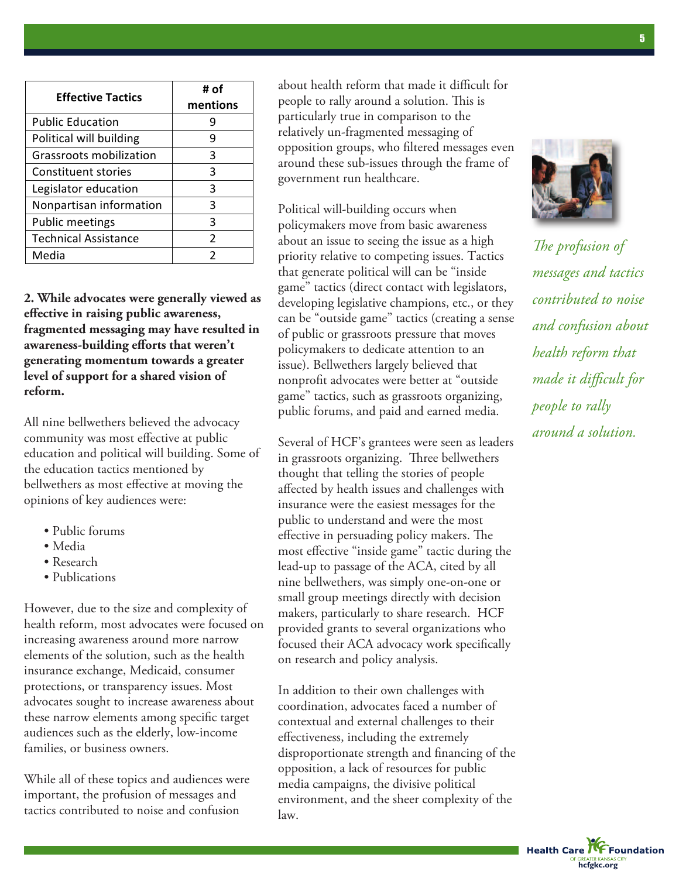| Effective Tactics | # of mentions |
|---|---|
| Public Education | 9 |
| Political will building | 9 |
| Grassroots mobilization | 3 |
| Constituent stories | 3 |
| Legislator education | 3 |
| Nonpartisan information | 3 |
| Public meetings | 3 |
| Technical Assistance | 2 |
| Media | 2 |

**2. While advocates were generally viewed as effective in raising public awareness, fragmented messaging may have resulted in awareness-building efforts that weren't generating momentum towards a greater level of support for a shared vision of reform.**

All nine bellwethers believed the advocacy community was most effective at public education and political will building. Some of the education tactics mentioned by bellwethers as most effective at moving the opinions of key audiences were:

- Public forums
- Media
- Research
- Publications

However, due to the size and complexity of health reform, most advocates were focused on increasing awareness around more narrow elements of the solution, such as the health insurance exchange, Medicaid, consumer protections, or transparency issues. Most advocates sought to increase awareness about these narrow elements among specific target audiences such as the elderly, low-income families, or business owners.

While all of these topics and audiences were important, the profusion of messages and tactics contributed to noise and confusion about health reform that made it difficult for people to rally around a solution. This is particularly true in comparison to the relatively un-fragmented messaging of opposition groups, who filtered messages even around these sub-issues through the frame of government run healthcare.

Political will-building occurs when policymakers move from basic awareness about an issue to seeing the issue as a high priority relative to competing issues. Tactics that generate political will can be "inside game" tactics (direct contact with legislators, developing legislative champions, etc., or they can be "outside game" tactics (creating a sense of public or grassroots pressure that moves policymakers to dedicate attention to an issue). Bellwethers largely believed that nonprofit advocates were better at "outside game" tactics, such as grassroots organizing, public forums, and paid and earned media.

Several of HCF's grantees were seen as leaders in grassroots organizing. Three bellwethers thought that telling the stories of people affected by health issues and challenges with insurance were the easiest messages for the public to understand and were the most effective in persuading policy makers. The most effective "inside game" tactic during the lead-up to passage of the ACA, cited by all nine bellwethers, was simply one-on-one or small group meetings directly with decision makers, particularly to share research. HCF provided grants to several organizations who focused their ACA advocacy work specifically on research and policy analysis.

In addition to their own challenges with coordination, advocates faced a number of contextual and external challenges to their effectiveness, including the extremely disproportionate strength and financing of the opposition, a lack of resources for public media campaigns, the divisive political environment, and the sheer complexity of the law.

*The profusion of messages and tactics contributed to noise and confusion about health reform that made it difficult for people to rally around a solution.*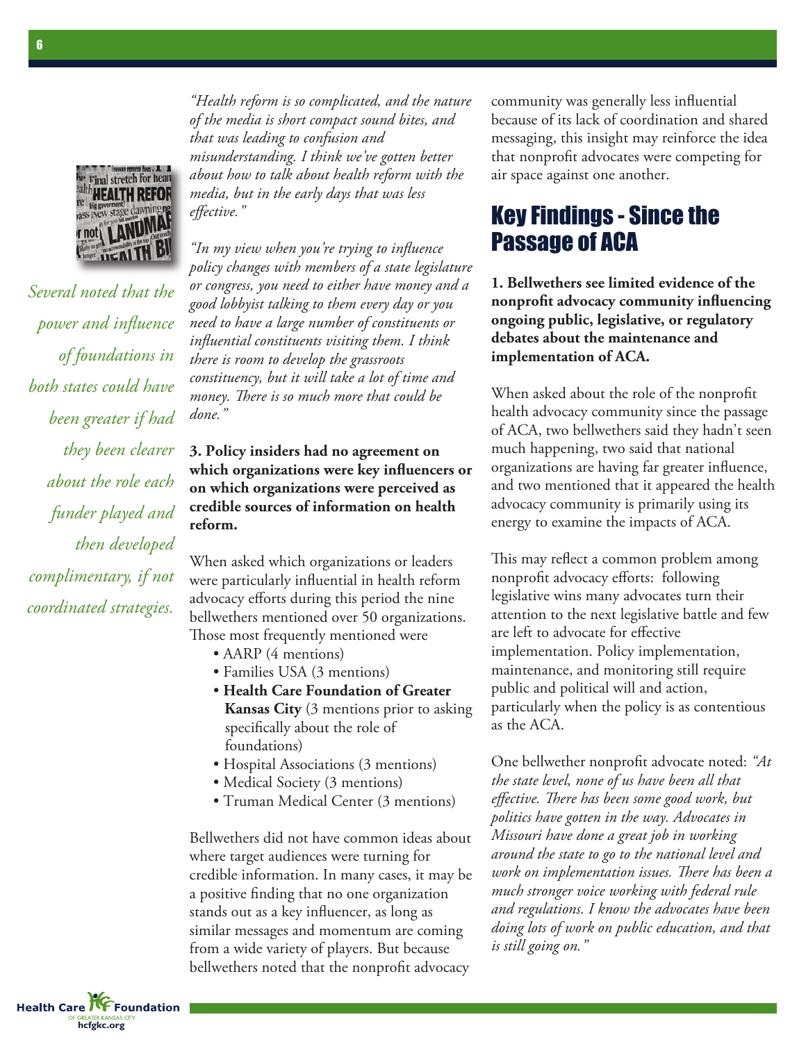*Several noted that the power and influence of foundations in both states could have been greater if had they been clearer about the role each funder played and then developed complimentary, if not coordinated strategies.*

*"Health reform is so complicated, and the nature of the media is short compact sound bites, and that was leading to confusion and misunderstanding. I think we've gotten better about how to talk about health reform with the media, but in the early days that was less effective."*

*"In my view when you're trying to influence policy changes with members of a state legislature or congress, you need to either have money and a good lobbyist talking to them every day or you need to have a large number of constituents or influential constituents visiting them. I think there is room to develop the grassroots constituency, but it will take a lot of time and money. There is so much more that could be done."*

**3. Policy insiders had no agreement on which organizations were key influencers or on which organizations were perceived as credible sources of information on health reform.**

When asked which organizations or leaders were particularly influential in health reform advocacy efforts during this period the nine bellwethers mentioned over 50 organizations. Those most frequently mentioned were

- AARP (4 mentions)
- Families USA (3 mentions)
- **Health Care Foundation of Greater Kansas City** (3 mentions prior to asking specifically about the role of foundations)
- Hospital Associations (3 mentions)
- Medical Society (3 mentions)
- Truman Medical Center (3 mentions)

Bellwethers did not have common ideas about where target audiences were turning for credible information. In many cases, it may be a positive finding that no one organization stands out as a key influencer, as long as similar messages and momentum are coming from a wide variety of players. But because bellwethers noted that the nonprofit advocacy community was generally less influential because of its lack of coordination and shared messaging, this insight may reinforce the idea that nonprofit advocates were competing for air space against one another.

## Key Findings - Since the Passage of ACA

**1. Bellwethers see limited evidence of the nonprofit advocacy community influencing ongoing public, legislative, or regulatory debates about the maintenance and implementation of ACA.**

When asked about the role of the nonprofit health advocacy community since the passage of ACA, two bellwethers said they hadn't seen much happening, two said that national organizations are having far greater influence, and two mentioned that it appeared the health advocacy community is primarily using its energy to examine the impacts of ACA.

This may reflect a common problem among nonprofit advocacy efforts: following legislative wins many advocates turn their attention to the next legislative battle and few are left to advocate for effective implementation. Policy implementation, maintenance, and monitoring still require public and political will and action, particularly when the policy is as contentious as the ACA.

One bellwether nonprofit advocate noted: *"At the state level, none of us have been all that effective. There has been some good work, but politics have gotten in the way. Advocates in Missouri have done a great job in working around the state to go to the national level and work on implementation issues. There has been a much stronger voice working with federal rule and regulations. I know the advocates have been doing lots of work on public education, and that is still going on."*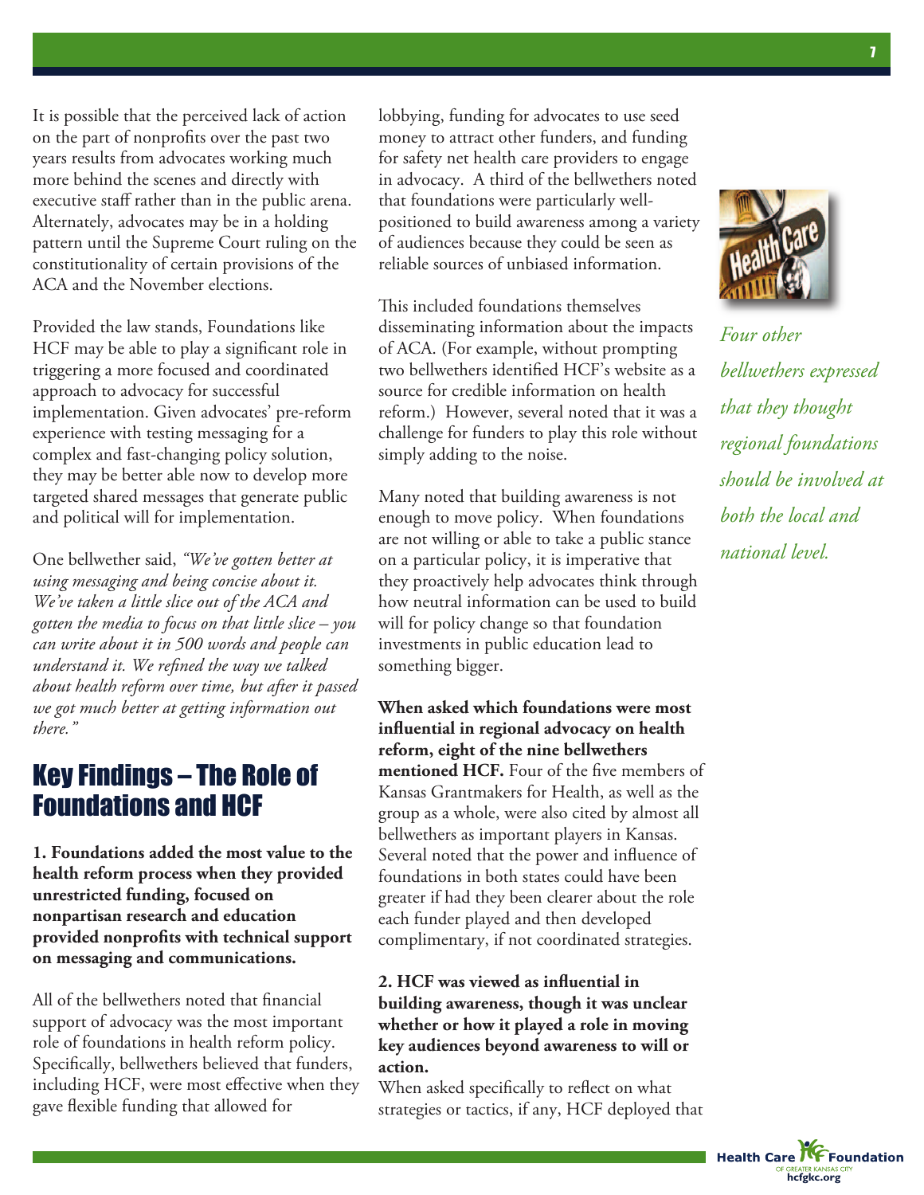It is possible that the perceived lack of action on the part of nonprofits over the past two years results from advocates working much more behind the scenes and directly with executive staff rather than in the public arena. Alternately, advocates may be in a holding pattern until the Supreme Court ruling on the constitutionality of certain provisions of the ACA and the November elections.

Provided the law stands, Foundations like HCF may be able to play a significant role in triggering a more focused and coordinated approach to advocacy for successful implementation. Given advocates' pre-reform experience with testing messaging for a complex and fast-changing policy solution, they may be better able now to develop more targeted shared messages that generate public and political will for implementation.

One bellwether said, *"We've gotten better at using messaging and being concise about it. We've taken a little slice out of the ACA and gotten the media to focus on that little slice – you can write about it in 500 words and people can understand it. We refined the way we talked about health reform over time, but after it passed we got much better at getting information out there."*

## Key Findings – The Role of Foundations and HCF

**1. Foundations added the most value to the health reform process when they provided unrestricted funding, focused on nonpartisan research and education provided nonprofits with technical support on messaging and communications.**

All of the bellwethers noted that financial support of advocacy was the most important role of foundations in health reform policy. Specifically, bellwethers believed that funders, including HCF, were most effective when they gave flexible funding that allowed for lobbying, funding for advocates to use seed money to attract other funders, and funding for safety net health care providers to engage in advocacy. A third of the bellwethers noted that foundations were particularly well-positioned to build awareness among a variety of audiences because they could be seen as reliable sources of unbiased information.

This included foundations themselves disseminating information about the impacts of ACA. (For example, without prompting two bellwethers identified HCF's website as a source for credible information on health reform.) However, several noted that it was a challenge for funders to play this role without simply adding to the noise.

Many noted that building awareness is not enough to move policy. When foundations are not willing or able to take a public stance on a particular policy, it is imperative that they proactively help advocates think through how neutral information can be used to build will for policy change so that foundation investments in public education lead to something bigger.

**When asked which foundations were most influential in regional advocacy on health reform, eight of the nine bellwethers mentioned HCF.** Four of the five members of Kansas Grantmakers for Health, as well as the group as a whole, were also cited by almost all bellwethers as important players in Kansas. Several noted that the power and influence of foundations in both states could have been greater if had they been clearer about the role each funder played and then developed complimentary, if not coordinated strategies.

**2. HCF was viewed as influential in building awareness, though it was unclear whether or how it played a role in moving key audiences beyond awareness to will or action.**

When asked specifically to reflect on what strategies or tactics, if any, HCF deployed that

*Four other bellwethers expressed that they thought regional foundations should be involved at both the local and national level.*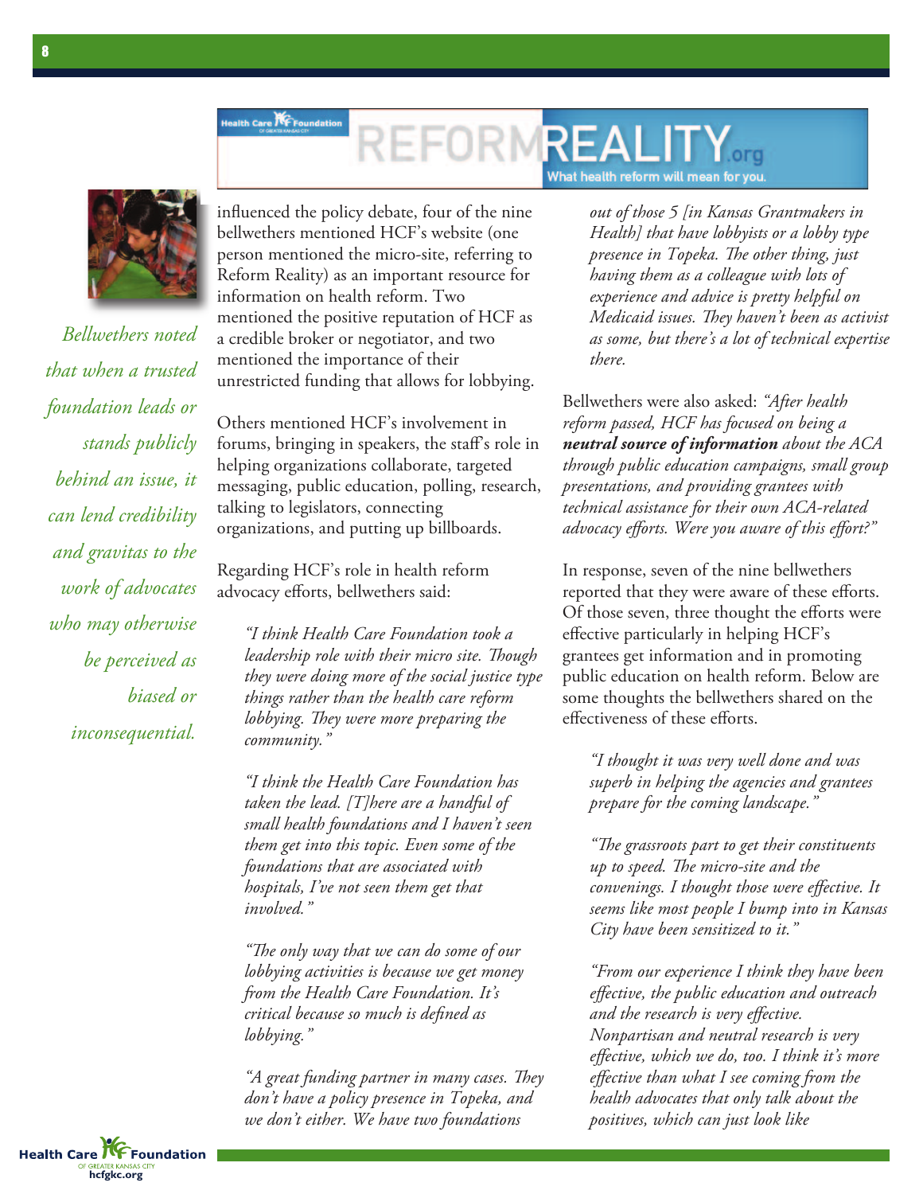*Bellwethers noted that when a trusted foundation leads or stands publicly behind an issue, it can lend credibility and gravitas to the work of advocates who may otherwise be perceived as biased or inconsequential.*

influenced the policy debate, four of the nine bellwethers mentioned HCF's website (one person mentioned the micro-site, referring to Reform Reality) as an important resource for information on health reform. Two mentioned the positive reputation of HCF as a credible broker or negotiator, and two mentioned the importance of their unrestricted funding that allows for lobbying.

Others mentioned HCF's involvement in forums, bringing in speakers, the staff's role in helping organizations collaborate, targeted messaging, public education, polling, research, talking to legislators, connecting organizations, and putting up billboards.

Regarding HCF's role in health reform advocacy efforts, bellwethers said:

> *"I think Health Care Foundation took a leadership role with their micro site. Though they were doing more of the social justice type things rather than the health care reform lobbying. They were more preparing the community."*

> *"I think the Health Care Foundation has taken the lead. [T]here are a handful of small health foundations and I haven't seen them get into this topic. Even some of the foundations that are associated with hospitals, I've not seen them get that involved."*

> *"The only way that we can do some of our lobbying activities is because we get money from the Health Care Foundation. It's critical because so much is defined as lobbying."*

> *"A great funding partner in many cases. They don't have a policy presence in Topeka, and we don't either. We have two foundations out of those 5 [in Kansas Grantmakers in Health] that have lobbyists or a lobby type presence in Topeka. The other thing, just having them as a colleague with lots of experience and advice is pretty helpful on Medicaid issues. They haven't been as activist as some, but there's a lot of technical expertise there.*

Bellwethers were also asked: *"After health reform passed, HCF has focused on being a* ***neutral source of information*** *about the ACA through public education campaigns, small group presentations, and providing grantees with technical assistance for their own ACA-related advocacy efforts. Were you aware of this effort?"*

In response, seven of the nine bellwethers reported that they were aware of these efforts. Of those seven, three thought the efforts were effective particularly in helping HCF's grantees get information and in promoting public education on health reform. Below are some thoughts the bellwethers shared on the effectiveness of these efforts.

> *"I thought it was very well done and was superb in helping the agencies and grantees prepare for the coming landscape."*

> *"The grassroots part to get their constituents up to speed. The micro-site and the convenings. I thought those were effective. It seems like most people I bump into in Kansas City have been sensitized to it."*

> *"From our experience I think they have been effective, the public education and outreach and the research is very effective. Nonpartisan and neutral research is very effective, which we do, too. I think it's more effective than what I see coming from the health advocates that only talk about the positives, which can just look like*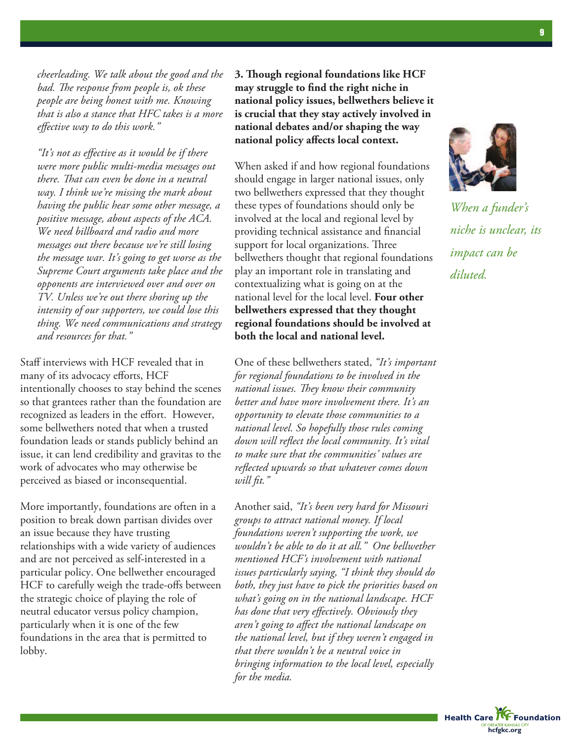*cheerleading. We talk about the good and the bad. The response from people is, ok these people are being honest with me. Knowing that is also a stance that HFC takes is a more effective way to do this work."*

*"It's not as effective as it would be if there were more public multi-media messages out there. That can even be done in a neutral way. I think we're missing the mark about having the public hear some other message, a positive message, about aspects of the ACA. We need billboard and radio and more messages out there because we're still losing the message war. It's going to get worse as the Supreme Court arguments take place and the opponents are interviewed over and over on TV. Unless we're out there shoring up the intensity of our supporters, we could lose this thing. We need communications and strategy and resources for that."*

Staff interviews with HCF revealed that in many of its advocacy efforts, HCF intentionally chooses to stay behind the scenes so that grantees rather than the foundation are recognized as leaders in the effort. However, some bellwethers noted that when a trusted foundation leads or stands publicly behind an issue, it can lend credibility and gravitas to the work of advocates who may otherwise be perceived as biased or inconsequential.

More importantly, foundations are often in a position to break down partisan divides over an issue because they have trusting relationships with a wide variety of audiences and are not perceived as self-interested in a particular policy. One bellwether encouraged HCF to carefully weigh the trade-offs between the strategic choice of playing the role of neutral educator versus policy champion, particularly when it is one of the few foundations in the area that is permitted to lobby.

**3. Though regional foundations like HCF may struggle to find the right niche in national policy issues, bellwethers believe it is crucial that they stay actively involved in national debates and/or shaping the way national policy affects local context.**

When asked if and how regional foundations should engage in larger national issues, only two bellwethers expressed that they thought these types of foundations should only be involved at the local and regional level by providing technical assistance and financial support for local organizations. Three bellwethers thought that regional foundations play an important role in translating and contextualizing what is going on at the national level for the local level. **Four other bellwethers expressed that they thought regional foundations should be involved at both the local and national level.**

One of these bellwethers stated, *"It's important for regional foundations to be involved in the national issues. They know their community better and have more involvement there. It's an opportunity to elevate those communities to a national level. So hopefully those rules coming down will reflect the local community. It's vital to make sure that the communities' values are reflected upwards so that whatever comes down will fit."*

Another said, *"It's been very hard for Missouri groups to attract national money. If local foundations weren't supporting the work, we wouldn't be able to do it at all." One bellwether mentioned HCF's involvement with national issues particularly saying, "I think they should do both, they just have to pick the priorities based on what's going on in the national landscape. HCF has done that very effectively. Obviously they aren't going to affect the national landscape on the national level, but if they weren't engaged in that there wouldn't be a neutral voice in bringing information to the local level, especially for the media.*

*When a funder's niche is unclear, its impact can be diluted.*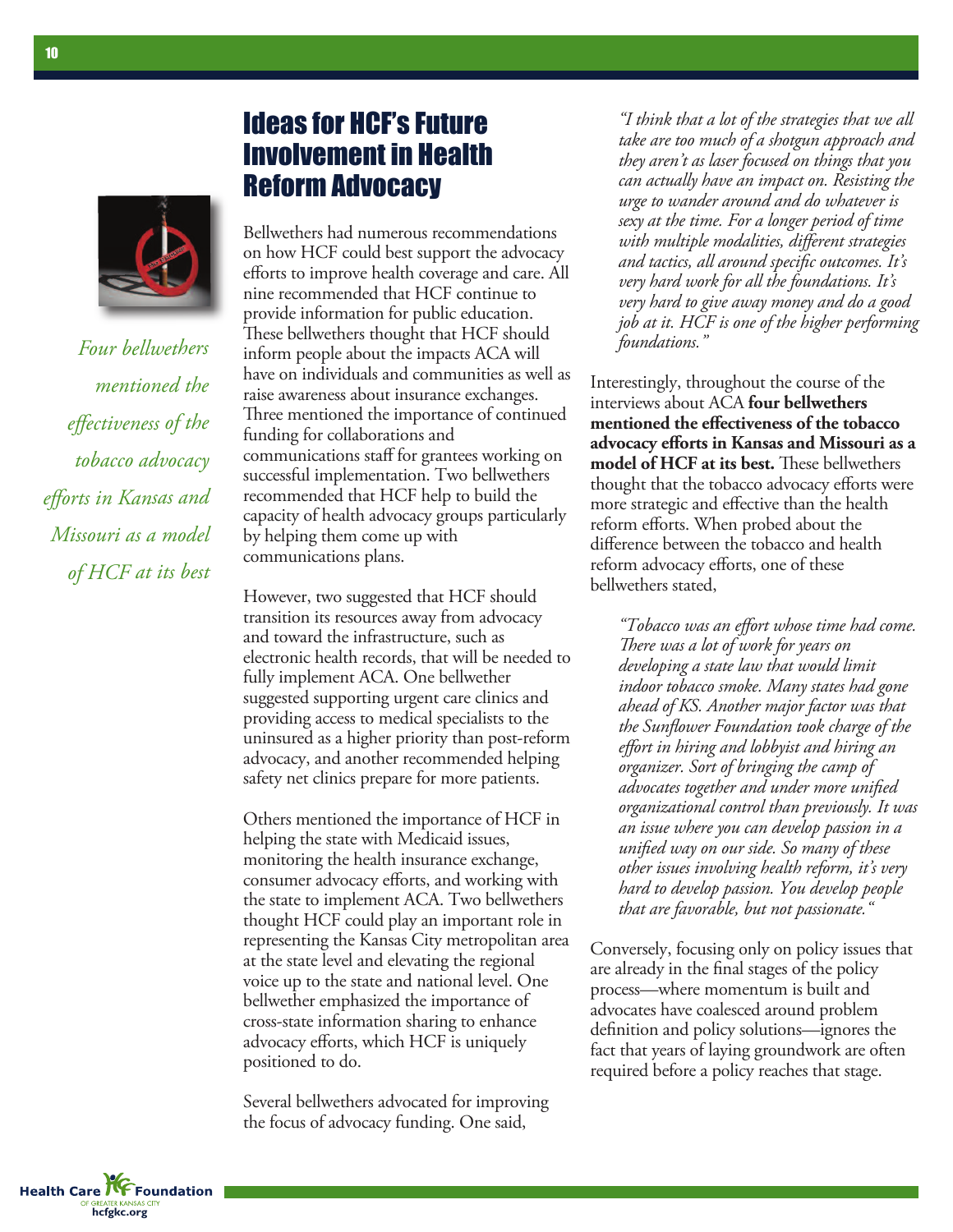# Ideas for HCF's Future Involvement in Health Reform Advocacy

*Four bellwethers mentioned the effectiveness of the tobacco advocacy efforts in Kansas and Missouri as a model of HCF at its best*

Bellwethers had numerous recommendations on how HCF could best support the advocacy efforts to improve health coverage and care. All nine recommended that HCF continue to provide information for public education. These bellwethers thought that HCF should inform people about the impacts ACA will have on individuals and communities as well as raise awareness about insurance exchanges. Three mentioned the importance of continued funding for collaborations and communications staff for grantees working on successful implementation. Two bellwethers recommended that HCF help to build the capacity of health advocacy groups particularly by helping them come up with communications plans.

However, two suggested that HCF should transition its resources away from advocacy and toward the infrastructure, such as electronic health records, that will be needed to fully implement ACA. One bellwether suggested supporting urgent care clinics and providing access to medical specialists to the uninsured as a higher priority than post-reform advocacy, and another recommended helping safety net clinics prepare for more patients.

Others mentioned the importance of HCF in helping the state with Medicaid issues, monitoring the health insurance exchange, consumer advocacy efforts, and working with the state to implement ACA. Two bellwethers thought HCF could play an important role in representing the Kansas City metropolitan area at the state level and elevating the regional voice up to the state and national level. One bellwether emphasized the importance of cross-state information sharing to enhance advocacy efforts, which HCF is uniquely positioned to do.

Several bellwethers advocated for improving the focus of advocacy funding. One said,

> *"I think that a lot of the strategies that we all take are too much of a shotgun approach and they aren't as laser focused on things that you can actually have an impact on. Resisting the urge to wander around and do whatever is sexy at the time. For a longer period of time with multiple modalities, different strategies and tactics, all around specific outcomes. It's very hard work for all the foundations. It's very hard to give away money and do a good job at it. HCF is one of the higher performing foundations."*

Interestingly, throughout the course of the interviews about ACA **four bellwethers mentioned the effectiveness of the tobacco advocacy efforts in Kansas and Missouri as a model of HCF at its best.** These bellwethers thought that the tobacco advocacy efforts were more strategic and effective than the health reform efforts. When probed about the difference between the tobacco and health reform advocacy efforts, one of these bellwethers stated,

> *"Tobacco was an effort whose time had come. There was a lot of work for years on developing a state law that would limit indoor tobacco smoke. Many states had gone ahead of KS. Another major factor was that the Sunflower Foundation took charge of the effort in hiring and lobbyist and hiring an organizer. Sort of bringing the camp of advocates together and under more unified organizational control than previously. It was an issue where you can develop passion in a unified way on our side. So many of these other issues involving health reform, it's very hard to develop passion. You develop people that are favorable, but not passionate."*

Conversely, focusing only on policy issues that are already in the final stages of the policy process—where momentum is built and advocates have coalesced around problem definition and policy solutions—ignores the fact that years of laying groundwork are often required before a policy reaches that stage.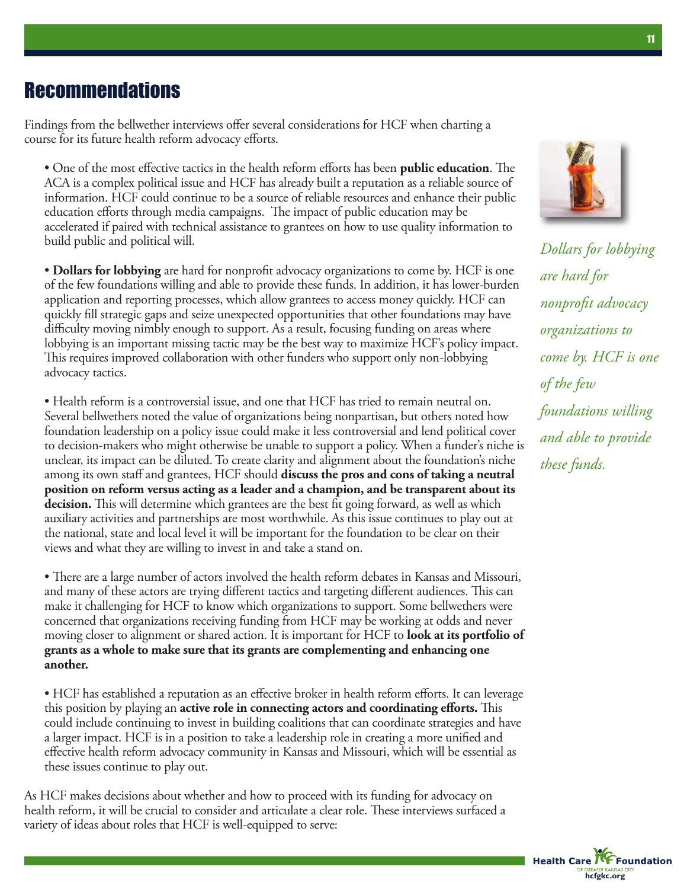# Recommendations

Findings from the bellwether interviews offer several considerations for HCF when charting a course for its future health reform advocacy efforts.

- One of the most effective tactics in the health reform efforts has been **public education**. The ACA is a complex political issue and HCF has already built a reputation as a reliable source of information. HCF could continue to be a source of reliable resources and enhance their public education efforts through media campaigns. The impact of public education may be accelerated if paired with technical assistance to grantees on how to use quality information to build public and political will.

- **Dollars for lobbying** are hard for nonprofit advocacy organizations to come by. HCF is one of the few foundations willing and able to provide these funds. In addition, it has lower-burden application and reporting processes, which allow grantees to access money quickly. HCF can quickly fill strategic gaps and seize unexpected opportunities that other foundations may have difficulty moving nimbly enough to support. As a result, focusing funding on areas where lobbying is an important missing tactic may be the best way to maximize HCF's policy impact. This requires improved collaboration with other funders who support only non-lobbying advocacy tactics.

- Health reform is a controversial issue, and one that HCF has tried to remain neutral on. Several bellwethers noted the value of organizations being nonpartisan, but others noted how foundation leadership on a policy issue could make it less controversial and lend political cover to decision-makers who might otherwise be unable to support a policy. When a funder's niche is unclear, its impact can be diluted. To create clarity and alignment about the foundation's niche among its own staff and grantees, HCF should **discuss the pros and cons of taking a neutral position on reform versus acting as a leader and a champion, and be transparent about its decision.** This will determine which grantees are the best fit going forward, as well as which auxiliary activities and partnerships are most worthwhile. As this issue continues to play out at the national, state and local level it will be important for the foundation to be clear on their views and what they are willing to invest in and take a stand on.

- There are a large number of actors involved the health reform debates in Kansas and Missouri, and many of these actors are trying different tactics and targeting different audiences. This can make it challenging for HCF to know which organizations to support. Some bellwethers were concerned that organizations receiving funding from HCF may be working at odds and never moving closer to alignment or shared action. It is important for HCF to **look at its portfolio of grants as a whole to make sure that its grants are complementing and enhancing one another.**

- HCF has established a reputation as an effective broker in health reform efforts. It can leverage this position by playing an **active role in connecting actors and coordinating efforts.** This could include continuing to invest in building coalitions that can coordinate strategies and have a larger impact. HCF is in a position to take a leadership role in creating a more unified and effective health reform advocacy community in Kansas and Missouri, which will be essential as these issues continue to play out.

As HCF makes decisions about whether and how to proceed with its funding for advocacy on health reform, it will be crucial to consider and articulate a clear role. These interviews surfaced a variety of ideas about roles that HCF is well-equipped to serve:

*Dollars for lobbying are hard for nonprofit advocacy organizations to come by. HCF is one of the few foundations willing and able to provide these funds.*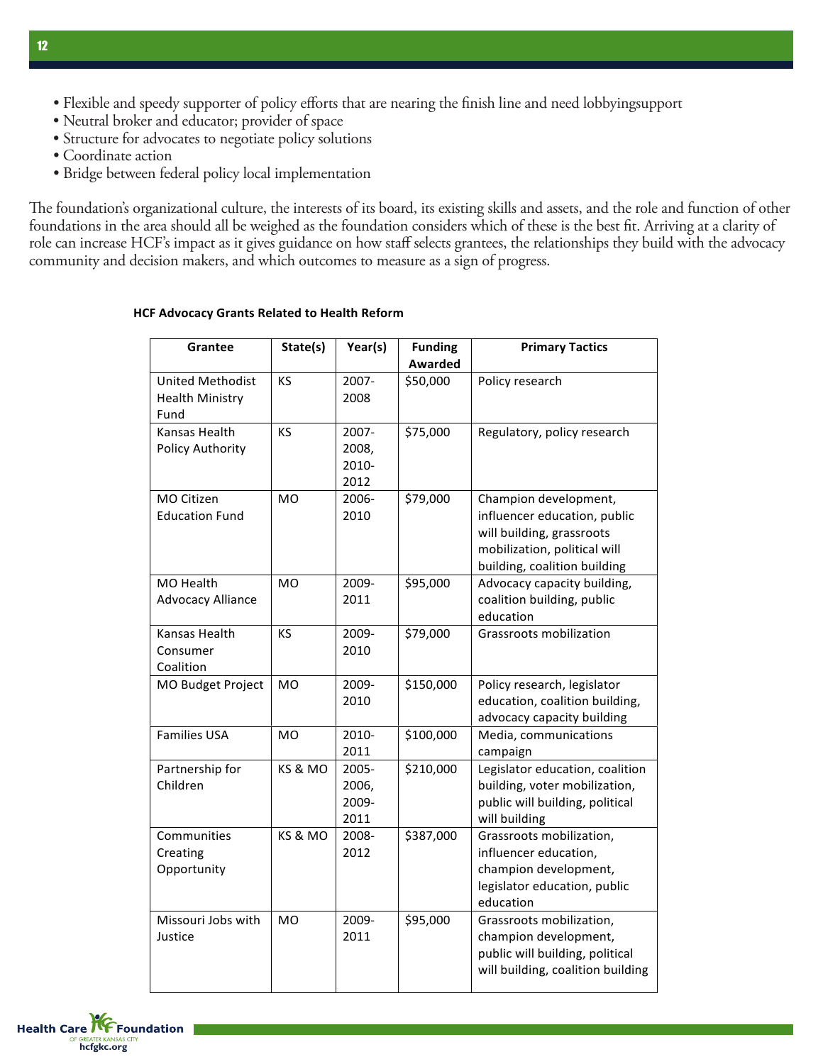- Flexible and speedy supporter of policy efforts that are nearing the finish line and need lobbyingsupport
- Neutral broker and educator; provider of space
- Structure for advocates to negotiate policy solutions
- Coordinate action
- Bridge between federal policy local implementation

The foundation's organizational culture, the interests of its board, its existing skills and assets, and the role and function of other foundations in the area should all be weighed as the foundation considers which of these is the best fit. Arriving at a clarity of role can increase HCF's impact as it gives guidance on how staff selects grantees, the relationships they build with the advocacy community and decision makers, and which outcomes to measure as a sign of progress.

**HCF Advocacy Grants Related to Health Reform**

| Grantee | State(s) | Year(s) | Funding Awarded | Primary Tactics |
|---|---|---|---|---|
| United Methodist Health Ministry Fund | KS | 2007-2008 | $50,000 | Policy research |
| Kansas Health Policy Authority | KS | 2007-2008, 2010-2012 | $75,000 | Regulatory, policy research |
| MO Citizen Education Fund | MO | 2006-2010 | $79,000 | Champion development, influencer education, public will building, grassroots mobilization, political will building, coalition building |
| MO Health Advocacy Alliance | MO | 2009-2011 | $95,000 | Advocacy capacity building, coalition building, public education |
| Kansas Health Consumer Coalition | KS | 2009-2010 | $79,000 | Grassroots mobilization |
| MO Budget Project | MO | 2009-2010 | $150,000 | Policy research, legislator education, coalition building, advocacy capacity building |
| Families USA | MO | 2010-2011 | $100,000 | Media, communications campaign |
| Partnership for Children | KS & MO | 2005-2006, 2009-2011 | $210,000 | Legislator education, coalition building, voter mobilization, public will building, political will building |
| Communities Creating Opportunity | KS & MO | 2008-2012 | $387,000 | Grassroots mobilization, influencer education, champion development, legislator education, public education |
| Missouri Jobs with Justice | MO | 2009-2011 | $95,000 | Grassroots mobilization, champion development, public will building, political will building, coalition building |